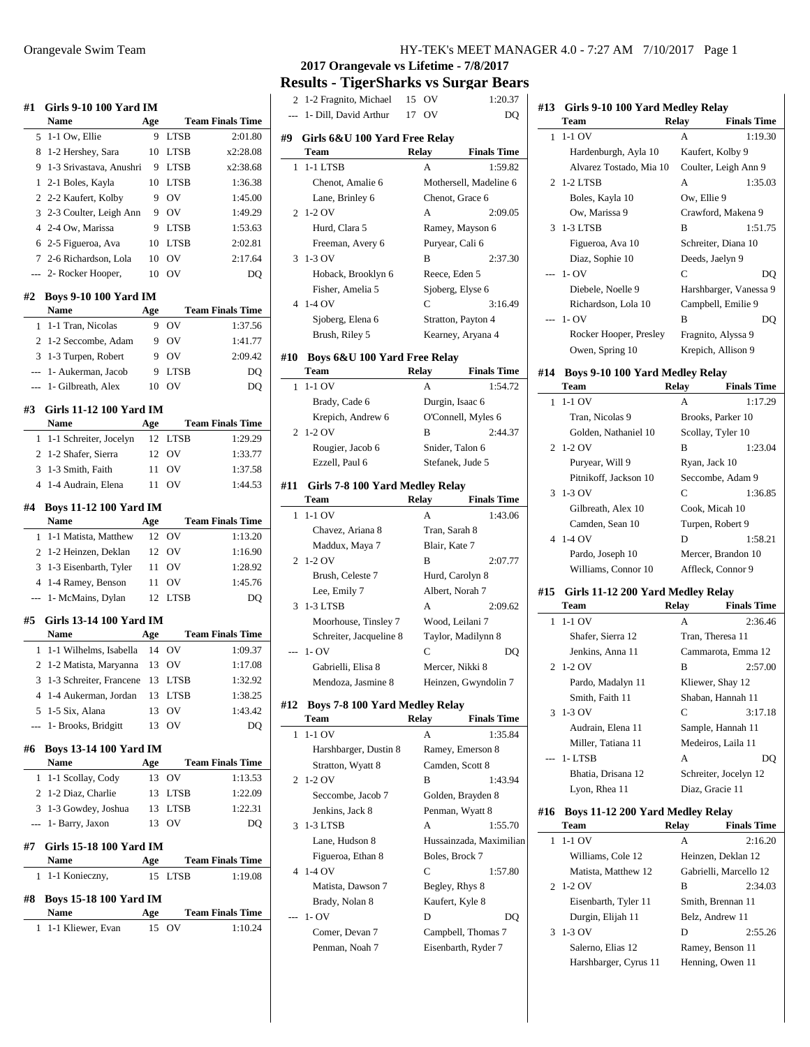## 2017 Orangevale vs Lifetime - 7/8/2017

## Results - TigerSharks vs Surgar Bears

### #1 Girls 9-10 100 Yard IM

| | Name | Age | Team | Finals Time |
|---|---|---|---|---|
| 5 | 1-1 Ow, Ellie | 9 | LTSB | 2:01.80 |
| 8 | 1-2 Hershey, Sara | 10 | LTSB | x2:28.08 |
| 9 | 1-3 Srivastava, Anushri | 9 | LTSB | x2:38.68 |
| 1 | 2-1 Boles, Kayla | 10 | LTSB | 1:36.38 |
| 2 | 2-2 Kaufert, Kolby | 9 | OV | 1:45.00 |
| 3 | 2-3 Coulter, Leigh Ann | 9 | OV | 1:49.29 |
| 4 | 2-4 Ow, Marissa | 9 | LTSB | 1:53.63 |
| 6 | 2-5 Figueroa, Ava | 10 | LTSB | 2:02.81 |
| 7 | 2-6 Richardson, Lola | 10 | OV | 2:17.64 |
| --- | 2- Rocker Hooper, | 10 | OV | DQ |

### #2 Boys 9-10 100 Yard IM

| | Name | Age | Team | Finals Time |
|---|---|---|---|---|
| 1 | 1-1 Tran, Nicolas | 9 | OV | 1:37.56 |
| 2 | 1-2 Seccombe, Adam | 9 | OV | 1:41.77 |
| 3 | 1-3 Turpen, Robert | 9 | OV | 2:09.42 |
| --- | 1- Aukerman, Jacob | 9 | LTSB | DQ |
| --- | 1- Gilbreath, Alex | 10 | OV | DQ |

### #3 Girls 11-12 100 Yard IM

| | Name | Age | Team | Finals Time |
|---|---|---|---|---|
| 1 | 1-1 Schreiter, Jocelyn | 12 | LTSB | 1:29.29 |
| 2 | 1-2 Shafer, Sierra | 12 | OV | 1:33.77 |
| 3 | 1-3 Smith, Faith | 11 | OV | 1:37.58 |
| 4 | 1-4 Audrain, Elena | 11 | OV | 1:44.53 |

### #4 Boys 11-12 100 Yard IM

| | Name | Age | Team | Finals Time |
|---|---|---|---|---|
| 1 | 1-1 Matista, Matthew | 12 | OV | 1:13.20 |
| 2 | 1-2 Heinzen, Deklan | 12 | OV | 1:16.90 |
| 3 | 1-3 Eisenbarth, Tyler | 11 | OV | 1:28.92 |
| 4 | 1-4 Ramey, Benson | 11 | OV | 1:45.76 |
| --- | 1- McMains, Dylan | 12 | LTSB | DQ |

### #5 Girls 13-14 100 Yard IM

| | Name | Age | Team | Finals Time |
|---|---|---|---|---|
| 1 | 1-1 Wilhelms, Isabella | 14 | OV | 1:09.37 |
| 2 | 1-2 Matista, Maryanna | 13 | OV | 1:17.08 |
| 3 | 1-3 Schreiter, Francene | 13 | LTSB | 1:32.92 |
| 4 | 1-4 Aukerman, Jordan | 13 | LTSB | 1:38.25 |
| 5 | 1-5 Six, Alana | 13 | OV | 1:43.42 |
| --- | 1- Brooks, Bridgitt | 13 | OV | DQ |

### #6 Boys 13-14 100 Yard IM

| | Name | Age | Team | Finals Time |
|---|---|---|---|---|
| 1 | 1-1 Scollay, Cody | 13 | OV | 1:13.53 |
| 2 | 1-2 Diaz, Charlie | 13 | LTSB | 1:22.09 |
| 3 | 1-3 Gowdey, Joshua | 13 | LTSB | 1:22.31 |
| --- | 1- Barry, Jaxon | 13 | OV | DQ |

### #7 Girls 15-18 100 Yard IM

| | Name | Age | Team | Finals Time |
|---|---|---|---|---|
| 1 | 1-1 Konieczny, | 15 | LTSB | 1:19.08 |

### #8 Boys 15-18 100 Yard IM

| | Name | Age | Team | Finals Time |
|---|---|---|---|---|
| 1 | 1-1 Kliewer, Evan | 15 | OV | 1:10.24 |
| 2 | 1-2 Fragnito, Michael | 15 | OV | 1:20.37 |
| --- | 1- Dill, David Arthur | 17 | OV | DQ |

### #9 Girls 6&U 100 Yard Free Relay

| | Team | Relay | Finals Time |
|---|---|---|---|
| 1 | 1-1 LTSB | A | 1:59.82 |
| | Chenot, Amalie 6 | Mothersell, Madeline 6 | |
| | Lane, Brinley 6 | Chenot, Grace 6 | |
| 2 | 1-2 OV | A | 2:09.05 |
| | Hurd, Clara 5 | Ramey, Mayson 6 | |
| | Freeman, Avery 6 | Puryear, Cali 6 | |
| 3 | 1-3 OV | B | 2:37.30 |
| | Hoback, Brooklyn 6 | Reece, Eden 5 | |
| | Fisher, Amelia 5 | Sjoberg, Elyse 6 | |
| 4 | 1-4 OV | C | 3:16.49 |
| | Sjoberg, Elena 6 | Stratton, Payton 4 | |
| | Brush, Riley 5 | Kearney, Aryana 4 | |

### #10 Boys 6&U 100 Yard Free Relay

| | Team | Relay | Finals Time |
|---|---|---|---|
| 1 | 1-1 OV | A | 1:54.72 |
| | Brady, Cade 6 | Durgin, Isaac 6 | |
| | Krepich, Andrew 6 | O'Connell, Myles 6 | |
| 2 | 1-2 OV | B | 2:44.37 |
| | Rougier, Jacob 6 | Snider, Talon 6 | |
| | Ezzell, Paul 6 | Stefanek, Jude 5 | |

### #11 Girls 7-8 100 Yard Medley Relay

| | Team | Relay | Finals Time |
|---|---|---|---|
| 1 | 1-1 OV | A | 1:43.06 |
| | Chavez, Ariana 8 | Tran, Sarah 8 | |
| | Maddux, Maya 7 | Blair, Kate 7 | |
| 2 | 1-2 OV | B | 2:07.77 |
| | Brush, Celeste 7 | Hurd, Carolyn 8 | |
| | Lee, Emily 7 | Albert, Norah 7 | |
| 3 | 1-3 LTSB | A | 2:09.62 |
| | Moorhouse, Tinsley 7 | Wood, Leilani 7 | |
| | Schreiter, Jacqueline 8 | Taylor, Madilynn 8 | |
| --- | 1- OV | C | DQ |
| | Gabrielli, Elisa 8 | Mercer, Nikki 8 | |
| | Mendoza, Jasmine 8 | Heinzen, Gwyndolin 7 | |

### #12 Boys 7-8 100 Yard Medley Relay

| | Team | Relay | Finals Time |
|---|---|---|---|
| 1 | 1-1 OV | A | 1:35.84 |
| | Harshbarger, Dustin 8 | Ramey, Emerson 8 | |
| | Stratton, Wyatt 8 | Camden, Scott 8 | |
| 2 | 1-2 OV | B | 1:43.94 |
| | Seccombe, Jacob 7 | Golden, Brayden 8 | |
| | Jenkins, Jack 8 | Penman, Wyatt 8 | |
| 3 | 1-3 LTSB | A | 1:55.70 |
| | Lane, Hudson 8 | Hussainzada, Maximilian | |
| | Figueroa, Ethan 8 | Boles, Brock 7 | |
| 4 | 1-4 OV | C | 1:57.80 |
| | Matista, Dawson 7 | Begley, Rhys 8 | |
| | Brady, Nolan 8 | Kaufert, Kyle 8 | |
| --- | 1- OV | D | DQ |
| | Comer, Devan 7 | Campbell, Thomas 7 | |
| | Penman, Noah 7 | Eisenbarth, Ryder 7 | |

### #13 Girls 9-10 100 Yard Medley Relay

| | Team | Relay | Finals Time |
|---|---|---|---|
| 1 | 1-1 OV | A | 1:19.30 |
| | Hardenburgh, Ayla 10 | Kaufert, Kolby 9 | |
| | Alvarez Tostado, Mia 10 | Coulter, Leigh Ann 9 | |
| 2 | 1-2 LTSB | A | 1:35.03 |
| | Boles, Kayla 10 | Ow, Ellie 9 | |
| | Ow, Marissa 9 | Crawford, Makena 9 | |
| 3 | 1-3 LTSB | B | 1:51.75 |
| | Figueroa, Ava 10 | Schreiter, Diana 10 | |
| | Diaz, Sophie 10 | Deeds, Jaelyn 9 | |
| --- | 1- OV | C | DQ |
| | Diebele, Noelle 9 | Harshbarger, Vanessa 9 | |
| | Richardson, Lola 10 | Campbell, Emilie 9 | |
| --- | 1- OV | B | DQ |
| | Rocker Hooper, Presley | Fragnito, Alyssa 9 | |
| | Owen, Spring 10 | Krepich, Allison 9 | |

### #14 Boys 9-10 100 Yard Medley Relay

| | Team | Relay | Finals Time |
|---|---|---|---|
| 1 | 1-1 OV | A | 1:17.29 |
| | Tran, Nicolas 9 | Brooks, Parker 10 | |
| | Golden, Nathaniel 10 | Scollay, Tyler 10 | |
| 2 | 1-2 OV | B | 1:23.04 |
| | Puryear, Will 9 | Ryan, Jack 10 | |
| | Pitnikoff, Jackson 10 | Seccombe, Adam 9 | |
| 3 | 1-3 OV | C | 1:36.85 |
| | Gilbreath, Alex 10 | Cook, Micah 10 | |
| | Camden, Sean 10 | Turpen, Robert 9 | |
| 4 | 1-4 OV | D | 1:58.21 |
| | Pardo, Joseph 10 | Mercer, Brandon 10 | |
| | Williams, Connor 10 | Affleck, Connor 9 | |

### #15 Girls 11-12 200 Yard Medley Relay

| | Team | Relay | Finals Time |
|---|---|---|---|
| 1 | 1-1 OV | A | 2:36.46 |
| | Shafer, Sierra 12 | Tran, Theresa 11 | |
| | Jenkins, Anna 11 | Cammarota, Emma 12 | |
| 2 | 1-2 OV | B | 2:57.00 |
| | Pardo, Madalyn 11 | Kliewer, Shay 12 | |
| | Smith, Faith 11 | Shaban, Hannah 11 | |
| 3 | 1-3 OV | C | 3:17.18 |
| | Audrain, Elena 11 | Sample, Hannah 11 | |
| | Miller, Tatiana 11 | Medeiros, Laila 11 | |
| --- | 1- LTSB | A | DQ |
| | Bhatia, Drisana 12 | Schreiter, Jocelyn 12 | |
| | Lyon, Rhea 11 | Diaz, Gracie 11 | |

### #16 Boys 11-12 200 Yard Medley Relay

| | Team | Relay | Finals Time |
|---|---|---|---|
| 1 | 1-1 OV | A | 2:16.20 |
| | Williams, Cole 12 | Heinzen, Deklan 12 | |
| | Matista, Matthew 12 | Gabrielli, Marcello 12 | |
| 2 | 1-2 OV | B | 2:34.03 |
| | Eisenbarth, Tyler 11 | Smith, Brennan 11 | |
| | Durgin, Elijah 11 | Belz, Andrew 11 | |
| 3 | 1-3 OV | D | 2:55.26 |
| | Salerno, Elias 12 | Ramey, Benson 11 | |
| | Harshbarger, Cyrus 11 | Henning, Owen 11 | |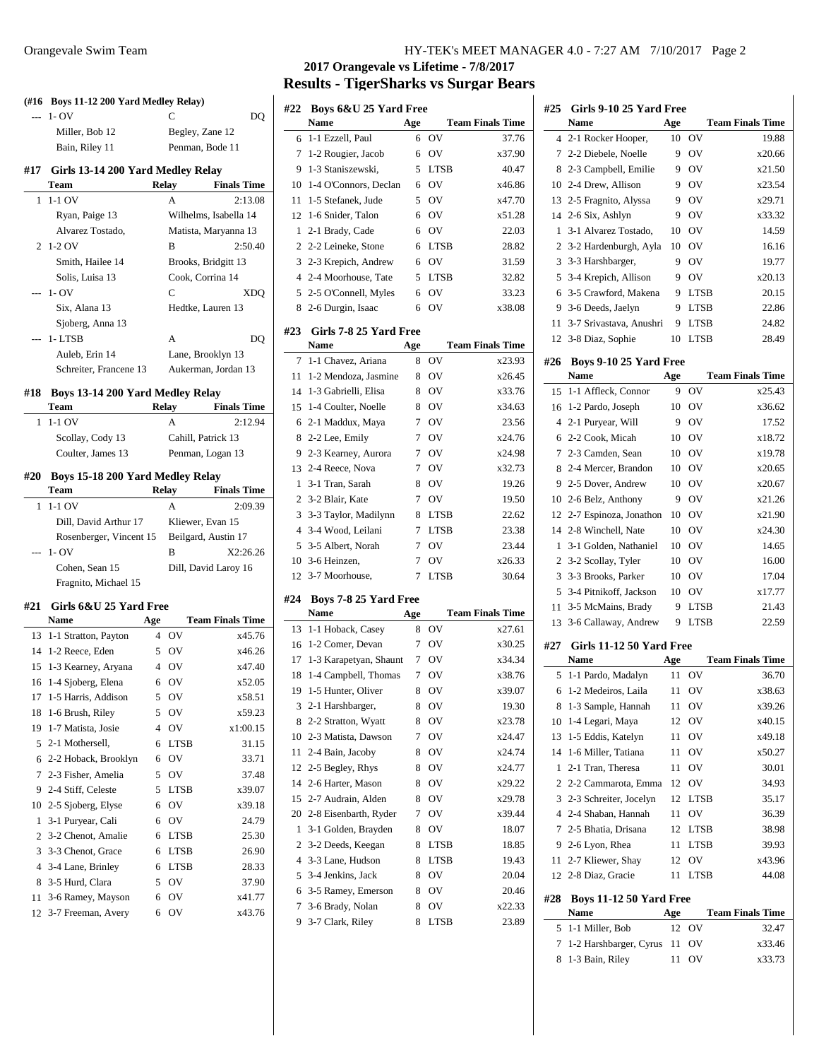## 2017 Orangevale vs Lifetime - 7/8/2017

## Results - TigerSharks vs Surgar Bears

**(#16 Boys 11-12 200 Yard Medley Relay)**

| | Team | Relay | Finals Time |
|---|---|---|---|
| --- | 1- OV | C | DQ |
| | Miller, Bob 12 | Begley, Zane 12 | |
| | Bain, Riley 11 | Penman, Bode 11 | |

### #17 Girls 13-14 200 Yard Medley Relay

| | Team | Relay | Finals Time |
|---|---|---|---|
| 1 | 1-1 OV | A | 2:13.08 |
| | Ryan, Paige 13 | Wilhelms, Isabella 14 | |
| | Alvarez Tostado, | Matista, Maryanna 13 | |
| 2 | 1-2 OV | B | 2:50.40 |
| | Smith, Hailee 14 | Brooks, Bridgitt 13 | |
| | Solis, Luisa 13 | Cook, Corrina 14 | |
| --- | 1- OV | C | XDQ |
| | Six, Alana 13 | Hedtke, Lauren 13 | |
| | Sjoberg, Anna 13 | | |
| --- | 1- LTSB | A | DQ |
| | Auleb, Erin 14 | Lane, Brooklyn 13 | |
| | Schreiter, Francene 13 | Aukerman, Jordan 13 | |

### #18 Boys 13-14 200 Yard Medley Relay

| | Team | Relay | Finals Time |
|---|---|---|---|
| 1 | 1-1 OV | A | 2:12.94 |
| | Scollay, Cody 13 | Cahill, Patrick 13 | |
| | Coulter, James 13 | Penman, Logan 13 | |

### #20 Boys 15-18 200 Yard Medley Relay

| | Team | Relay | Finals Time |
|---|---|---|---|
| 1 | 1-1 OV | A | 2:09.39 |
| | Dill, David Arthur 17 | Kliewer, Evan 15 | |
| | Rosenberger, Vincent 15 | Beilgard, Austin 17 | |
| --- | 1- OV | B | X2:26.26 |
| | Cohen, Sean 15 | Dill, David Laroy 16 | |
| | Fragnito, Michael 15 | | |

### #21 Girls 6&U 25 Yard Free

| | Name | Age | Team | Finals Time |
|---|---|---|---|---|
| 13 | 1-1 Stratton, Payton | 4 | OV | x45.76 |
| 14 | 1-2 Reece, Eden | 5 | OV | x46.26 |
| 15 | 1-3 Kearney, Aryana | 4 | OV | x47.40 |
| 16 | 1-4 Sjoberg, Elena | 6 | OV | x52.05 |
| 17 | 1-5 Harris, Addison | 5 | OV | x58.51 |
| 18 | 1-6 Brush, Riley | 5 | OV | x59.23 |
| 19 | 1-7 Matista, Josie | 4 | OV | x1:00.15 |
| 5 | 2-1 Mothersell, | 6 | LTSB | 31.15 |
| 6 | 2-2 Hoback, Brooklyn | 6 | OV | 33.71 |
| 7 | 2-3 Fisher, Amelia | 5 | OV | 37.48 |
| 9 | 2-4 Stiff, Celeste | 5 | LTSB | x39.07 |
| 10 | 2-5 Sjoberg, Elyse | 6 | OV | x39.18 |
| 1 | 3-1 Puryear, Cali | 6 | OV | 24.79 |
| 2 | 3-2 Chenot, Amalie | 6 | LTSB | 25.30 |
| 3 | 3-3 Chenot, Grace | 6 | LTSB | 26.90 |
| 4 | 3-4 Lane, Brinley | 6 | LTSB | 28.33 |
| 8 | 3-5 Hurd, Clara | 5 | OV | 37.90 |
| 11 | 3-6 Ramey, Mayson | 6 | OV | x41.77 |
| 12 | 3-7 Freeman, Avery | 6 | OV | x43.76 |

### #22 Boys 6&U 25 Yard Free

| | Name | Age | Team | Finals Time |
|---|---|---|---|---|
| 6 | 1-1 Ezzell, Paul | 6 | OV | 37.76 |
| 7 | 1-2 Rougier, Jacob | 6 | OV | x37.90 |
| 9 | 1-3 Staniszewski, | 5 | LTSB | 40.47 |
| 10 | 1-4 O'Connors, Declan | 6 | OV | x46.86 |
| 11 | 1-5 Stefanek, Jude | 5 | OV | x47.70 |
| 12 | 1-6 Snider, Talon | 6 | OV | x51.28 |
| 1 | 2-1 Brady, Cade | 6 | OV | 22.03 |
| 2 | 2-2 Leineke, Stone | 6 | LTSB | 28.82 |
| 3 | 2-3 Krepich, Andrew | 6 | OV | 31.59 |
| 4 | 2-4 Moorhouse, Tate | 5 | LTSB | 32.82 |
| 5 | 2-5 O'Connell, Myles | 6 | OV | 33.23 |
| 8 | 2-6 Durgin, Isaac | 6 | OV | x38.08 |

### #23 Girls 7-8 25 Yard Free

| | Name | Age | Team | Finals Time |
|---|---|---|---|---|
| 7 | 1-1 Chavez, Ariana | 8 | OV | x23.93 |
| 11 | 1-2 Mendoza, Jasmine | 8 | OV | x26.45 |
| 14 | 1-3 Gabrielli, Elisa | 8 | OV | x33.76 |
| 15 | 1-4 Coulter, Noelle | 8 | OV | x34.63 |
| 6 | 2-1 Maddux, Maya | 7 | OV | 23.56 |
| 8 | 2-2 Lee, Emily | 7 | OV | x24.76 |
| 9 | 2-3 Kearney, Aurora | 7 | OV | x24.98 |
| 13 | 2-4 Reece, Nova | 7 | OV | x32.73 |
| 1 | 3-1 Tran, Sarah | 8 | OV | 19.26 |
| 2 | 3-2 Blair, Kate | 7 | OV | 19.50 |
| 3 | 3-3 Taylor, Madilynn | 8 | LTSB | 22.62 |
| 4 | 3-4 Wood, Leilani | 7 | LTSB | 23.38 |
| 5 | 3-5 Albert, Norah | 7 | OV | 23.44 |
| 10 | 3-6 Heinzen, | 7 | OV | x26.33 |
| 12 | 3-7 Moorhouse, | 7 | LTSB | 30.64 |

### #24 Boys 7-8 25 Yard Free

| | Name | Age | Team | Finals Time |
|---|---|---|---|---|
| 13 | 1-1 Hoback, Casey | 8 | OV | x27.61 |
| 16 | 1-2 Comer, Devan | 7 | OV | x30.25 |
| 17 | 1-3 Karapetyan, Shaunt | 7 | OV | x34.34 |
| 18 | 1-4 Campbell, Thomas | 7 | OV | x38.76 |
| 19 | 1-5 Hunter, Oliver | 8 | OV | x39.07 |
| 3 | 2-1 Harshbarger, | 8 | OV | 19.30 |
| 8 | 2-2 Stratton, Wyatt | 8 | OV | x23.78 |
| 10 | 2-3 Matista, Dawson | 7 | OV | x24.47 |
| 11 | 2-4 Bain, Jacoby | 8 | OV | x24.74 |
| 12 | 2-5 Begley, Rhys | 8 | OV | x24.77 |
| 14 | 2-6 Harter, Mason | 8 | OV | x29.22 |
| 15 | 2-7 Audrain, Alden | 8 | OV | x29.78 |
| 20 | 2-8 Eisenbarth, Ryder | 7 | OV | x39.44 |
| 1 | 3-1 Golden, Brayden | 8 | OV | 18.07 |
| 2 | 3-2 Deeds, Keegan | 8 | LTSB | 18.85 |
| 4 | 3-3 Lane, Hudson | 8 | LTSB | 19.43 |
| 5 | 3-4 Jenkins, Jack | 8 | OV | 20.04 |
| 6 | 3-5 Ramey, Emerson | 8 | OV | 20.46 |
| 7 | 3-6 Brady, Nolan | 8 | OV | x22.33 |
| 9 | 3-7 Clark, Riley | 8 | LTSB | 23.89 |

### #25 Girls 9-10 25 Yard Free

| | Name | Age | Team | Finals Time |
|---|---|---|---|---|
| 4 | 2-1 Rocker Hooper, | 10 | OV | 19.88 |
| 7 | 2-2 Diebele, Noelle | 9 | OV | x20.66 |
| 8 | 2-3 Campbell, Emilie | 9 | OV | x21.50 |
| 10 | 2-4 Drew, Allison | 9 | OV | x23.54 |
| 13 | 2-5 Fragnito, Alyssa | 9 | OV | x29.71 |
| 14 | 2-6 Six, Ashlyn | 9 | OV | x33.32 |
| 1 | 3-1 Alvarez Tostado, | 10 | OV | 14.59 |
| 2 | 3-2 Hardenburgh, Ayla | 10 | OV | 16.16 |
| 3 | 3-3 Harshbarger, | 9 | OV | 19.77 |
| 5 | 3-4 Krepich, Allison | 9 | OV | x20.13 |
| 6 | 3-5 Crawford, Makena | 9 | LTSB | 20.15 |
| 9 | 3-6 Deeds, Jaelyn | 9 | LTSB | 22.86 |
| 11 | 3-7 Srivastava, Anushri | 9 | LTSB | 24.82 |
| 12 | 3-8 Diaz, Sophie | 10 | LTSB | 28.49 |

### #26 Boys 9-10 25 Yard Free

| | Name | Age | Team | Finals Time |
|---|---|---|---|---|
| 15 | 1-1 Affleck, Connor | 9 | OV | x25.43 |
| 16 | 1-2 Pardo, Joseph | 10 | OV | x36.62 |
| 4 | 2-1 Puryear, Will | 9 | OV | 17.52 |
| 6 | 2-2 Cook, Micah | 10 | OV | x18.72 |
| 7 | 2-3 Camden, Sean | 10 | OV | x19.78 |
| 8 | 2-4 Mercer, Brandon | 10 | OV | x20.65 |
| 9 | 2-5 Dover, Andrew | 10 | OV | x20.67 |
| 10 | 2-6 Belz, Anthony | 9 | OV | x21.26 |
| 12 | 2-7 Espinoza, Jonathon | 10 | OV | x21.90 |
| 14 | 2-8 Winchell, Nate | 10 | OV | x24.30 |
| 1 | 3-1 Golden, Nathaniel | 10 | OV | 14.65 |
| 2 | 3-2 Scollay, Tyler | 10 | OV | 16.00 |
| 3 | 3-3 Brooks, Parker | 10 | OV | 17.04 |
| 5 | 3-4 Pitnikoff, Jackson | 10 | OV | x17.77 |
| 11 | 3-5 McMains, Brady | 9 | LTSB | 21.43 |
| 13 | 3-6 Callaway, Andrew | 9 | LTSB | 22.59 |

### #27 Girls 11-12 50 Yard Free

| | Name | Age | Team | Finals Time |
|---|---|---|---|---|
| 5 | 1-1 Pardo, Madalyn | 11 | OV | 36.70 |
| 6 | 1-2 Medeiros, Laila | 11 | OV | x38.63 |
| 8 | 1-3 Sample, Hannah | 11 | OV | x39.26 |
| 10 | 1-4 Legari, Maya | 12 | OV | x40.15 |
| 13 | 1-5 Eddis, Katelyn | 11 | OV | x49.18 |
| 14 | 1-6 Miller, Tatiana | 11 | OV | x50.27 |
| 1 | 2-1 Tran, Theresa | 11 | OV | 30.01 |
| 2 | 2-2 Cammarota, Emma | 12 | OV | 34.93 |
| 3 | 2-3 Schreiter, Jocelyn | 12 | LTSB | 35.17 |
| 4 | 2-4 Shaban, Hannah | 11 | OV | 36.39 |
| 7 | 2-5 Bhatia, Drisana | 12 | LTSB | 38.98 |
| 9 | 2-6 Lyon, Rhea | 11 | LTSB | 39.93 |
| 11 | 2-7 Kliewer, Shay | 12 | OV | x43.96 |
| 12 | 2-8 Diaz, Gracie | 11 | LTSB | 44.08 |

### #28 Boys 11-12 50 Yard Free

| | Name | Age | Team | Finals Time |
|---|---|---|---|---|
| 5 | 1-1 Miller, Bob | 12 | OV | 32.47 |
| 7 | 1-2 Harshbarger, Cyrus | 11 | OV | x33.46 |
| 8 | 1-3 Bain, Riley | 11 | OV | x33.73 |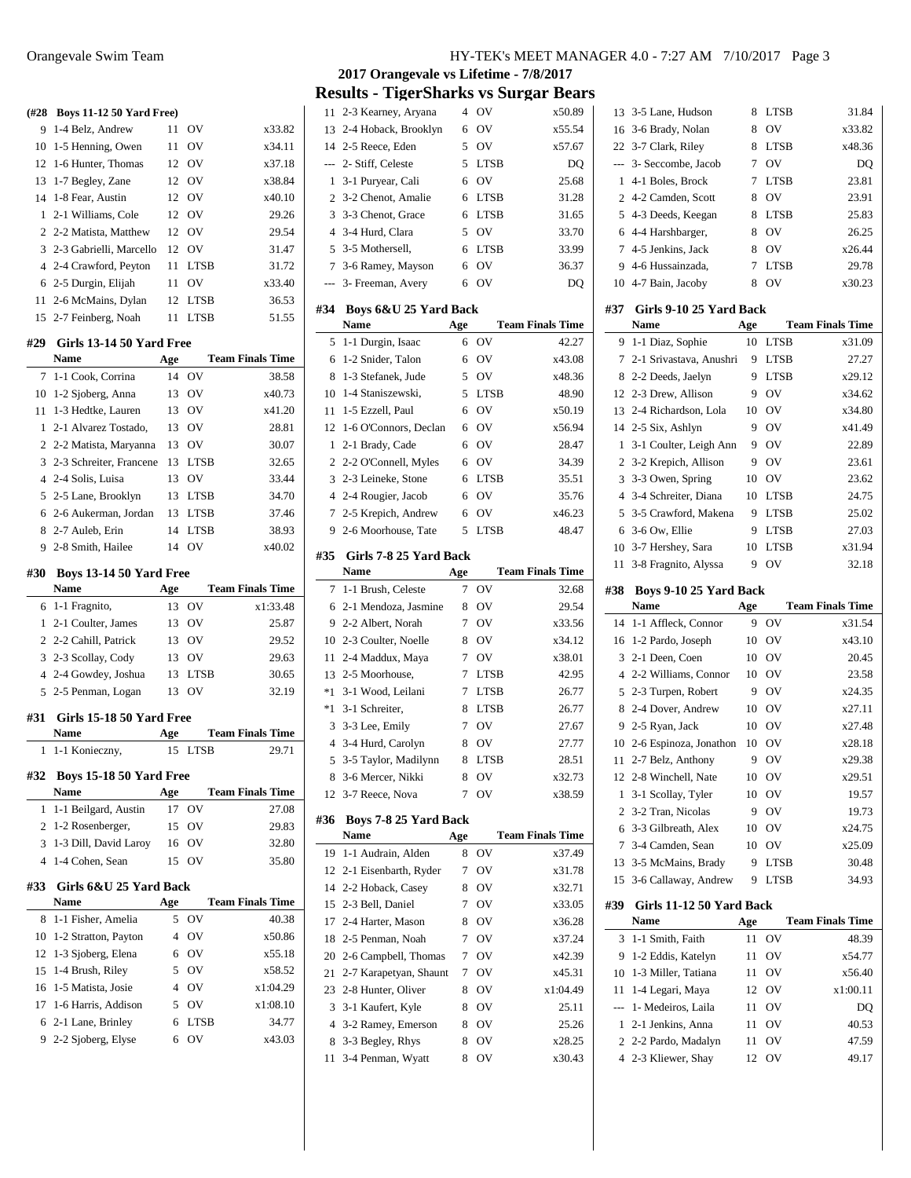## 2017 Orangevale vs Lifetime - 7/8/2017

## Results - TigerSharks vs Surgar Bears

### (#28 Boys 11-12 50 Yard Free)

| | Name | Age | Team | Finals Time |
|---|---|---|---|---|
| 9 | 1-4 Belz, Andrew | 11 | OV | x33.82 |
| 10 | 1-5 Henning, Owen | 11 | OV | x34.11 |
| 12 | 1-6 Hunter, Thomas | 12 | OV | x37.18 |
| 13 | 1-7 Begley, Zane | 12 | OV | x38.84 |
| 14 | 1-8 Fear, Austin | 12 | OV | x40.10 |
| 1 | 2-1 Williams, Cole | 12 | OV | 29.26 |
| 2 | 2-2 Matista, Matthew | 12 | OV | 29.54 |
| 3 | 2-3 Gabrielli, Marcello | 12 | OV | 31.47 |
| 4 | 2-4 Crawford, Peyton | 11 | LTSB | 31.72 |
| 6 | 2-5 Durgin, Elijah | 11 | OV | x33.40 |
| 11 | 2-6 McMains, Dylan | 12 | LTSB | 36.53 |
| 15 | 2-7 Feinberg, Noah | 11 | LTSB | 51.55 |

### #29 Girls 13-14 50 Yard Free

| | Name | Age | Team | Finals Time |
|---|---|---|---|---|
| 7 | 1-1 Cook, Corrina | 14 | OV | 38.58 |
| 10 | 1-2 Sjoberg, Anna | 13 | OV | x40.73 |
| 11 | 1-3 Hedtke, Lauren | 13 | OV | x41.20 |
| 1 | 2-1 Alvarez Tostado, | 13 | OV | 28.81 |
| 2 | 2-2 Matista, Maryanna | 13 | OV | 30.07 |
| 3 | 2-3 Schreiter, Francene | 13 | LTSB | 32.65 |
| 4 | 2-4 Solis, Luisa | 13 | OV | 33.44 |
| 5 | 2-5 Lane, Brooklyn | 13 | LTSB | 34.70 |
| 6 | 2-6 Aukerman, Jordan | 13 | LTSB | 37.46 |
| 8 | 2-7 Auleb, Erin | 14 | LTSB | 38.93 |
| 9 | 2-8 Smith, Hailee | 14 | OV | x40.02 |

### #30 Boys 13-14 50 Yard Free

| | Name | Age | Team | Finals Time |
|---|---|---|---|---|
| 6 | 1-1 Fragnito, | 13 | OV | x1:33.48 |
| 1 | 2-1 Coulter, James | 13 | OV | 25.87 |
| 2 | 2-2 Cahill, Patrick | 13 | OV | 29.52 |
| 3 | 2-3 Scollay, Cody | 13 | OV | 29.63 |
| 4 | 2-4 Gowdey, Joshua | 13 | LTSB | 30.65 |
| 5 | 2-5 Penman, Logan | 13 | OV | 32.19 |

### #31 Girls 15-18 50 Yard Free

| | Name | Age | Team | Finals Time |
|---|---|---|---|---|
| 1 | 1-1 Konieczny, | 15 | LTSB | 29.71 |

### #32 Boys 15-18 50 Yard Free

| | Name | Age | Team | Finals Time |
|---|---|---|---|---|
| 1 | 1-1 Beilgard, Austin | 17 | OV | 27.08 |
| 2 | 1-2 Rosenberger, | 15 | OV | 29.83 |
| 3 | 1-3 Dill, David Laroy | 16 | OV | 32.80 |
| 4 | 1-4 Cohen, Sean | 15 | OV | 35.80 |

### #33 Girls 6&U 25 Yard Back

| | Name | Age | Team | Finals Time |
|---|---|---|---|---|
| 8 | 1-1 Fisher, Amelia | 5 | OV | 40.38 |
| 10 | 1-2 Stratton, Payton | 4 | OV | x50.86 |
| 12 | 1-3 Sjoberg, Elena | 6 | OV | x55.18 |
| 15 | 1-4 Brush, Riley | 5 | OV | x58.52 |
| 16 | 1-5 Matista, Josie | 4 | OV | x1:04.29 |
| 17 | 1-6 Harris, Addison | 5 | OV | x1:08.10 |
| 6 | 2-1 Lane, Brinley | 6 | LTSB | 34.77 |
| 9 | 2-2 Sjoberg, Elyse | 6 | OV | x43.03 |
| 11 | 2-3 Kearney, Aryana | 4 | OV | x50.89 |
| 13 | 2-4 Hoback, Brooklyn | 6 | OV | x55.54 |
| 14 | 2-5 Reece, Eden | 5 | OV | x57.67 |
| --- | 2- Stiff, Celeste | 5 | LTSB | DQ |
| 1 | 3-1 Puryear, Cali | 6 | OV | 25.68 |
| 2 | 3-2 Chenot, Amalie | 6 | LTSB | 31.28 |
| 3 | 3-3 Chenot, Grace | 6 | LTSB | 31.65 |
| 4 | 3-4 Hurd, Clara | 5 | OV | 33.70 |
| 5 | 3-5 Mothersell, | 6 | LTSB | 33.99 |
| 7 | 3-6 Ramey, Mayson | 6 | OV | 36.37 |
| --- | 3- Freeman, Avery | 6 | OV | DQ |

### #34 Boys 6&U 25 Yard Back

| | Name | Age | Team | Finals Time |
|---|---|---|---|---|
| 5 | 1-1 Durgin, Isaac | 6 | OV | 42.27 |
| 6 | 1-2 Snider, Talon | 6 | OV | x43.08 |
| 8 | 1-3 Stefanek, Jude | 5 | OV | x48.36 |
| 10 | 1-4 Staniszewski, | 5 | LTSB | 48.90 |
| 11 | 1-5 Ezzell, Paul | 6 | OV | x50.19 |
| 12 | 1-6 O'Connors, Declan | 6 | OV | x56.94 |
| 1 | 2-1 Brady, Cade | 6 | OV | 28.47 |
| 2 | 2-2 O'Connell, Myles | 6 | OV | 34.39 |
| 3 | 2-3 Leineke, Stone | 6 | LTSB | 35.51 |
| 4 | 2-4 Rougier, Jacob | 6 | OV | 35.76 |
| 7 | 2-5 Krepich, Andrew | 6 | OV | x46.23 |
| 9 | 2-6 Moorhouse, Tate | 5 | LTSB | 48.47 |

### #35 Girls 7-8 25 Yard Back

| | Name | Age | Team | Finals Time |
|---|---|---|---|---|
| 7 | 1-1 Brush, Celeste | 7 | OV | 32.68 |
| 6 | 2-1 Mendoza, Jasmine | 8 | OV | 29.54 |
| 9 | 2-2 Albert, Norah | 7 | OV | x33.56 |
| 10 | 2-3 Coulter, Noelle | 8 | OV | x34.12 |
| 11 | 2-4 Maddux, Maya | 7 | OV | x38.01 |
| 13 | 2-5 Moorhouse, | 7 | LTSB | 42.95 |
| *1 | 3-1 Wood, Leilani | 7 | LTSB | 26.77 |
| *1 | 3-1 Schreiter, | 8 | LTSB | 26.77 |
| 3 | 3-3 Lee, Emily | 7 | OV | 27.67 |
| 4 | 3-4 Hurd, Carolyn | 8 | OV | 27.77 |
| 5 | 3-5 Taylor, Madilynn | 8 | LTSB | 28.51 |
| 8 | 3-6 Mercer, Nikki | 8 | OV | x32.73 |
| 12 | 3-7 Reece, Nova | 7 | OV | x38.59 |

### #36 Boys 7-8 25 Yard Back

| | Name | Age | Team | Finals Time |
|---|---|---|---|---|
| 19 | 1-1 Audrain, Alden | 8 | OV | x37.49 |
| 12 | 2-1 Eisenbarth, Ryder | 7 | OV | x31.78 |
| 14 | 2-2 Hoback, Casey | 8 | OV | x32.71 |
| 15 | 2-3 Bell, Daniel | 7 | OV | x33.05 |
| 17 | 2-4 Harter, Mason | 8 | OV | x36.28 |
| 18 | 2-5 Penman, Noah | 7 | OV | x37.24 |
| 20 | 2-6 Campbell, Thomas | 7 | OV | x42.39 |
| 21 | 2-7 Karapetyan, Shaunt | 7 | OV | x45.31 |
| 23 | 2-8 Hunter, Oliver | 8 | OV | x1:04.49 |
| 3 | 3-1 Kaufert, Kyle | 8 | OV | 25.11 |
| 4 | 3-2 Ramey, Emerson | 8 | OV | 25.26 |
| 8 | 3-3 Begley, Rhys | 8 | OV | x28.25 |
| 11 | 3-4 Penman, Wyatt | 8 | OV | x30.43 |
| 13 | 3-5 Lane, Hudson | 8 | LTSB | 31.84 |
| 16 | 3-6 Brady, Nolan | 8 | OV | x33.82 |
| 22 | 3-7 Clark, Riley | 8 | LTSB | x48.36 |
| --- | 3- Seccombe, Jacob | 7 | OV | DQ |
| 1 | 4-1 Boles, Brock | 7 | LTSB | 23.81 |
| 2 | 4-2 Camden, Scott | 8 | OV | 23.91 |
| 5 | 4-3 Deeds, Keegan | 8 | LTSB | 25.83 |
| 6 | 4-4 Harshbarger, | 8 | OV | 26.25 |
| 7 | 4-5 Jenkins, Jack | 8 | OV | x26.44 |
| 9 | 4-6 Hussainzada, | 7 | LTSB | 29.78 |
| 10 | 4-7 Bain, Jacoby | 8 | OV | x30.23 |

### #37 Girls 9-10 25 Yard Back

| | Name | Age | Team | Finals Time |
|---|---|---|---|---|
| 9 | 1-1 Diaz, Sophie | 10 | LTSB | x31.09 |
| 7 | 2-1 Srivastava, Anushri | 9 | LTSB | 27.27 |
| 8 | 2-2 Deeds, Jaelyn | 9 | LTSB | x29.12 |
| 12 | 2-3 Drew, Allison | 9 | OV | x34.62 |
| 13 | 2-4 Richardson, Lola | 10 | OV | x34.80 |
| 14 | 2-5 Six, Ashlyn | 9 | OV | x41.49 |
| 1 | 3-1 Coulter, Leigh Ann | 9 | OV | 22.89 |
| 2 | 3-2 Krepich, Allison | 9 | OV | 23.61 |
| 3 | 3-3 Owen, Spring | 10 | OV | 23.62 |
| 4 | 3-4 Schreiter, Diana | 10 | LTSB | 24.75 |
| 5 | 3-5 Crawford, Makena | 9 | LTSB | 25.02 |
| 6 | 3-6 Ow, Ellie | 9 | LTSB | 27.03 |
| 10 | 3-7 Hershey, Sara | 10 | LTSB | x31.94 |
| 11 | 3-8 Fragnito, Alyssa | 9 | OV | 32.18 |

### #38 Boys 9-10 25 Yard Back

| | Name | Age | Team | Finals Time |
|---|---|---|---|---|
| 14 | 1-1 Affleck, Connor | 9 | OV | x31.54 |
| 16 | 1-2 Pardo, Joseph | 10 | OV | x43.10 |
| 3 | 2-1 Deen, Coen | 10 | OV | 20.45 |
| 4 | 2-2 Williams, Connor | 10 | OV | 23.58 |
| 5 | 2-3 Turpen, Robert | 9 | OV | x24.35 |
| 8 | 2-4 Dover, Andrew | 10 | OV | x27.11 |
| 9 | 2-5 Ryan, Jack | 10 | OV | x27.48 |
| 10 | 2-6 Espinoza, Jonathon | 10 | OV | x28.18 |
| 11 | 2-7 Belz, Anthony | 9 | OV | x29.38 |
| 12 | 2-8 Winchell, Nate | 10 | OV | x29.51 |
| 1 | 3-1 Scollay, Tyler | 10 | OV | 19.57 |
| 2 | 3-2 Tran, Nicolas | 9 | OV | 19.73 |
| 6 | 3-3 Gilbreath, Alex | 10 | OV | x24.75 |
| 7 | 3-4 Camden, Sean | 10 | OV | x25.09 |
| 13 | 3-5 McMains, Brady | 9 | LTSB | 30.48 |
| 15 | 3-6 Callaway, Andrew | 9 | LTSB | 34.93 |

### #39 Girls 11-12 50 Yard Back

| | Name | Age | Team | Finals Time |
|---|---|---|---|---|
| 3 | 1-1 Smith, Faith | 11 | OV | 48.39 |
| 9 | 1-2 Eddis, Katelyn | 11 | OV | x54.77 |
| 10 | 1-3 Miller, Tatiana | 11 | OV | x56.40 |
| 11 | 1-4 Legari, Maya | 12 | OV | x1:00.11 |
| --- | 1- Medeiros, Laila | 11 | OV | DQ |
| 1 | 2-1 Jenkins, Anna | 11 | OV | 40.53 |
| 2 | 2-2 Pardo, Madalyn | 11 | OV | 47.59 |
| 4 | 2-3 Kliewer, Shay | 12 | OV | 49.17 |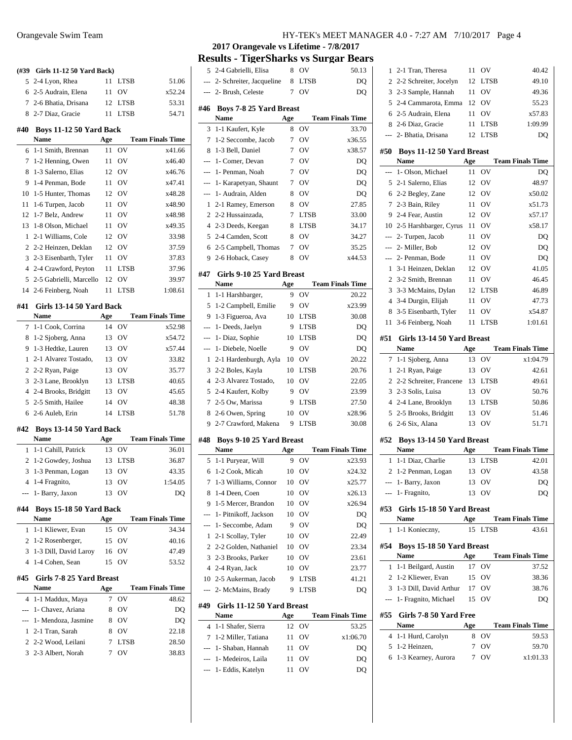## 2017 Orangevale vs Lifetime - 7/8/2017

## Results - TigerSharks vs Surgar Bears

### (#39 Girls 11-12 50 Yard Back)

| | Name | Age | Team | Finals Time |
|---|---|---|---|---|
| 5 | 2-4 Lyon, Rhea | 11 | LTSB | 51.06 |
| 6 | 2-5 Audrain, Elena | 11 | OV | x52.24 |
| 7 | 2-6 Bhatia, Drisana | 12 | LTSB | 53.31 |
| 8 | 2-7 Diaz, Gracie | 11 | LTSB | 54.71 |

### #40 Boys 11-12 50 Yard Back

| | Name | Age | Team | Finals Time |
|---|---|---|---|---|
| 6 | 1-1 Smith, Brennan | 11 | OV | x41.66 |
| 7 | 1-2 Henning, Owen | 11 | OV | x46.40 |
| 8 | 1-3 Salerno, Elias | 12 | OV | x46.76 |
| 9 | 1-4 Penman, Bode | 11 | OV | x47.41 |
| 10 | 1-5 Hunter, Thomas | 12 | OV | x48.28 |
| 11 | 1-6 Turpen, Jacob | 11 | OV | x48.90 |
| 12 | 1-7 Belz, Andrew | 11 | OV | x48.98 |
| 13 | 1-8 Olson, Michael | 11 | OV | x49.35 |
| 1 | 2-1 Williams, Cole | 12 | OV | 33.98 |
| 2 | 2-2 Heinzen, Deklan | 12 | OV | 37.59 |
| 3 | 2-3 Eisenbarth, Tyler | 11 | OV | 37.83 |
| 4 | 2-4 Crawford, Peyton | 11 | LTSB | 37.96 |
| 5 | 2-5 Gabrielli, Marcello | 12 | OV | 39.97 |
| 14 | 2-6 Feinberg, Noah | 11 | LTSB | 1:08.61 |

### #41 Girls 13-14 50 Yard Back

| | Name | Age | Team | Finals Time |
|---|---|---|---|---|
| 7 | 1-1 Cook, Corrina | 14 | OV | x52.98 |
| 8 | 1-2 Sjoberg, Anna | 13 | OV | x54.72 |
| 9 | 1-3 Hedtke, Lauren | 13 | OV | x57.44 |
| 1 | 2-1 Alvarez Tostado, | 13 | OV | 33.82 |
| 2 | 2-2 Ryan, Paige | 13 | OV | 35.77 |
| 3 | 2-3 Lane, Brooklyn | 13 | LTSB | 40.65 |
| 4 | 2-4 Brooks, Bridgitt | 13 | OV | 45.65 |
| 5 | 2-5 Smith, Hailee | 14 | OV | 48.38 |
| 6 | 2-6 Auleb, Erin | 14 | LTSB | 51.78 |

### #42 Boys 13-14 50 Yard Back

| | Name | Age | Team | Finals Time |
|---|---|---|---|---|
| 1 | 1-1 Cahill, Patrick | 13 | OV | 36.01 |
| 2 | 1-2 Gowdey, Joshua | 13 | LTSB | 36.87 |
| 3 | 1-3 Penman, Logan | 13 | OV | 43.35 |
| 4 | 1-4 Fragnito, | 13 | OV | 1:54.05 |
| --- | 1- Barry, Jaxon | 13 | OV | DQ |

### #44 Boys 15-18 50 Yard Back

| | Name | Age | Team | Finals Time |
|---|---|---|---|---|
| 1 | 1-1 Kliewer, Evan | 15 | OV | 34.34 |
| 2 | 1-2 Rosenberger, | 15 | OV | 40.16 |
| 3 | 1-3 Dill, David Laroy | 16 | OV | 47.49 |
| 4 | 1-4 Cohen, Sean | 15 | OV | 53.52 |

### #45 Girls 7-8 25 Yard Breast

| | Name | Age | Team | Finals Time |
|---|---|---|---|---|
| 4 | 1-1 Maddux, Maya | 7 | OV | 48.62 |
| --- | 1- Chavez, Ariana | 8 | OV | DQ |
| --- | 1- Mendoza, Jasmine | 8 | OV | DQ |
| 1 | 2-1 Tran, Sarah | 8 | OV | 22.18 |
| 2 | 2-2 Wood, Leilani | 7 | LTSB | 28.50 |
| 3 | 2-3 Albert, Norah | 7 | OV | 38.83 |
| 5 | 2-4 Gabrielli, Elisa | 8 | OV | 50.13 |
| --- | 2- Schreiter, Jacqueline | 8 | LTSB | DQ |
| --- | 2- Brush, Celeste | 7 | OV | DQ |

### #46 Boys 7-8 25 Yard Breast

| | Name | Age | Team | Finals Time |
|---|---|---|---|---|
| 3 | 1-1 Kaufert, Kyle | 8 | OV | 33.70 |
| 7 | 1-2 Seccombe, Jacob | 7 | OV | x36.55 |
| 8 | 1-3 Bell, Daniel | 7 | OV | x38.57 |
| --- | 1- Comer, Devan | 7 | OV | DQ |
| --- | 1- Penman, Noah | 7 | OV | DQ |
| --- | 1- Karapetyan, Shaunt | 7 | OV | DQ |
| --- | 1- Audrain, Alden | 8 | OV | DQ |
| 1 | 2-1 Ramey, Emerson | 8 | OV | 27.85 |
| 2 | 2-2 Hussainzada, | 7 | LTSB | 33.00 |
| 4 | 2-3 Deeds, Keegan | 8 | LTSB | 34.17 |
| 5 | 2-4 Camden, Scott | 8 | OV | 34.27 |
| 6 | 2-5 Campbell, Thomas | 7 | OV | 35.25 |
| 9 | 2-6 Hoback, Casey | 8 | OV | x44.53 |

### #47 Girls 9-10 25 Yard Breast

| | Name | Age | Team | Finals Time |
|---|---|---|---|---|
| 1 | 1-1 Harshbarger, | 9 | OV | 20.22 |
| 5 | 1-2 Campbell, Emilie | 9 | OV | x23.99 |
| 9 | 1-3 Figueroa, Ava | 10 | LTSB | 30.08 |
| --- | 1- Deeds, Jaelyn | 9 | LTSB | DQ |
| --- | 1- Diaz, Sophie | 10 | LTSB | DQ |
| --- | 1- Diebele, Noelle | 9 | OV | DQ |
| 1 | 2-1 Hardenburgh, Ayla | 10 | OV | 20.22 |
| 3 | 2-2 Boles, Kayla | 10 | LTSB | 20.76 |
| 4 | 2-3 Alvarez Tostado, | 10 | OV | 22.05 |
| 5 | 2-4 Kaufert, Kolby | 9 | OV | 23.99 |
| 7 | 2-5 Ow, Marissa | 9 | LTSB | 27.50 |
| 8 | 2-6 Owen, Spring | 10 | OV | x28.96 |
| 9 | 2-7 Crawford, Makena | 9 | LTSB | 30.08 |

### #48 Boys 9-10 25 Yard Breast

| | Name | Age | Team | Finals Time |
|---|---|---|---|---|
| 5 | 1-1 Puryear, Will | 9 | OV | x23.93 |
| 6 | 1-2 Cook, Micah | 10 | OV | x24.32 |
| 7 | 1-3 Williams, Connor | 10 | OV | x25.77 |
| 8 | 1-4 Deen, Coen | 10 | OV | x26.13 |
| 9 | 1-5 Mercer, Brandon | 10 | OV | x26.94 |
| --- | 1- Pitnikoff, Jackson | 10 | OV | DQ |
| --- | 1- Seccombe, Adam | 9 | OV | DQ |
| 1 | 2-1 Scollay, Tyler | 10 | OV | 22.49 |
| 2 | 2-2 Golden, Nathaniel | 10 | OV | 23.34 |
| 3 | 2-3 Brooks, Parker | 10 | OV | 23.61 |
| 4 | 2-4 Ryan, Jack | 10 | OV | 23.77 |
| 10 | 2-5 Aukerman, Jacob | 9 | LTSB | 41.21 |
| --- | 2- McMains, Brady | 9 | LTSB | DQ |

### #49 Girls 11-12 50 Yard Breast

| | Name | Age | Team | Finals Time |
|---|---|---|---|---|
| 4 | 1-1 Shafer, Sierra | 12 | OV | 53.25 |
| 7 | 1-2 Miller, Tatiana | 11 | OV | x1:06.70 |
| --- | 1- Shaban, Hannah | 11 | OV | DQ |
| --- | 1- Medeiros, Laila | 11 | OV | DQ |
| --- | 1- Eddis, Katelyn | 11 | OV | DQ |
| 1 | 2-1 Tran, Theresa | 11 | OV | 40.42 |
| 2 | 2-2 Schreiter, Jocelyn | 12 | LTSB | 49.10 |
| 3 | 2-3 Sample, Hannah | 11 | OV | 49.36 |
| 5 | 2-4 Cammarota, Emma | 12 | OV | 55.23 |
| 6 | 2-5 Audrain, Elena | 11 | OV | x57.83 |
| 8 | 2-6 Diaz, Gracie | 11 | LTSB | 1:09.99 |
| --- | 2- Bhatia, Drisana | 12 | LTSB | DQ |

### #50 Boys 11-12 50 Yard Breast

| | Name | Age | Team | Finals Time |
|---|---|---|---|---|
| --- | 1- Olson, Michael | 11 | OV | DQ |
| 5 | 2-1 Salerno, Elias | 12 | OV | 48.97 |
| 6 | 2-2 Begley, Zane | 12 | OV | x50.02 |
| 7 | 2-3 Bain, Riley | 11 | OV | x51.73 |
| 9 | 2-4 Fear, Austin | 12 | OV | x57.17 |
| 10 | 2-5 Harshbarger, Cyrus | 11 | OV | x58.17 |
| --- | 2- Turpen, Jacob | 11 | OV | DQ |
| --- | 2- Miller, Bob | 12 | OV | DQ |
| --- | 2- Penman, Bode | 11 | OV | DQ |
| 1 | 3-1 Heinzen, Deklan | 12 | OV | 41.05 |
| 2 | 3-2 Smith, Brennan | 11 | OV | 46.45 |
| 3 | 3-3 McMains, Dylan | 12 | LTSB | 46.89 |
| 4 | 3-4 Durgin, Elijah | 11 | OV | 47.73 |
| 8 | 3-5 Eisenbarth, Tyler | 11 | OV | x54.87 |
| 11 | 3-6 Feinberg, Noah | 11 | LTSB | 1:01.61 |

### #51 Girls 13-14 50 Yard Breast

| | Name | Age | Team | Finals Time |
|---|---|---|---|---|
| 7 | 1-1 Sjoberg, Anna | 13 | OV | x1:04.79 |
| 1 | 2-1 Ryan, Paige | 13 | OV | 42.61 |
| 2 | 2-2 Schreiter, Francene | 13 | LTSB | 49.61 |
| 3 | 2-3 Solis, Luisa | 13 | OV | 50.76 |
| 4 | 2-4 Lane, Brooklyn | 13 | LTSB | 50.86 |
| 5 | 2-5 Brooks, Bridgitt | 13 | OV | 51.46 |
| 6 | 2-6 Six, Alana | 13 | OV | 51.71 |

### #52 Boys 13-14 50 Yard Breast

| | Name | Age | Team | Finals Time |
|---|---|---|---|---|
| 1 | 1-1 Diaz, Charlie | 13 | LTSB | 42.01 |
| 2 | 1-2 Penman, Logan | 13 | OV | 43.58 |
| --- | 1- Barry, Jaxon | 13 | OV | DQ |
| --- | 1- Fragnito, | 13 | OV | DQ |

### #53 Girls 15-18 50 Yard Breast

| | Name | Age | Team | Finals Time |
|---|---|---|---|---|
| 1 | 1-1 Konieczny, | 15 | LTSB | 43.61 |

### #54 Boys 15-18 50 Yard Breast

| | Name | Age | Team | Finals Time |
|---|---|---|---|---|
| 1 | 1-1 Beilgard, Austin | 17 | OV | 37.52 |
| 2 | 1-2 Kliewer, Evan | 15 | OV | 38.36 |
| 3 | 1-3 Dill, David Arthur | 17 | OV | 38.76 |
| --- | 1- Fragnito, Michael | 15 | OV | DQ |

### #55 Girls 7-8 50 Yard Free

| | Name | Age | Team | Finals Time |
|---|---|---|---|---|
| 4 | 1-1 Hurd, Carolyn | 8 | OV | 59.53 |
| 5 | 1-2 Heinzen, | 7 | OV | 59.70 |
| 6 | 1-3 Kearney, Aurora | 7 | OV | x1:01.33 |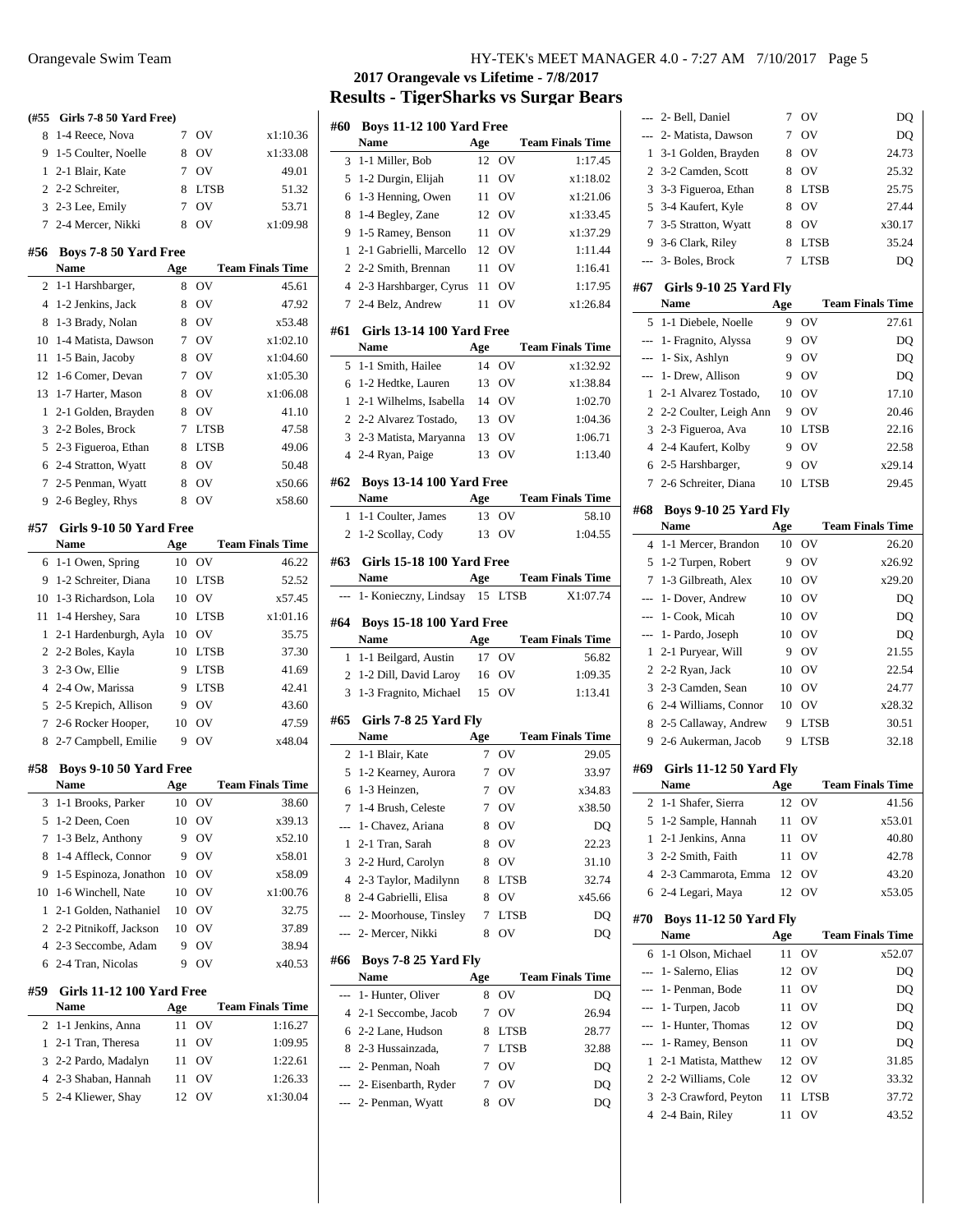## 2017 Orangevale vs Lifetime - 7/8/2017

## Results - TigerSharks vs Surgar Bears

**(#55 Girls 7-8 50 Yard Free)**

| | Name | Age | Team | Finals Time |
|---|---|---|---|---|
| 8 | 1-4 Reece, Nova | 7 | OV | x1:10.36 |
| 9 | 1-5 Coulter, Noelle | 8 | OV | x1:33.08 |
| 1 | 2-1 Blair, Kate | 7 | OV | 49.01 |
| 2 | 2-2 Schreiter, | 8 | LTSB | 51.32 |
| 3 | 2-3 Lee, Emily | 7 | OV | 53.71 |
| 7 | 2-4 Mercer, Nikki | 8 | OV | x1:09.98 |

**#56 Boys 7-8 50 Yard Free**

| | Name | Age | Team | Finals Time |
|---|---|---|---|---|
| 2 | 1-1 Harshbarger, | 8 | OV | 45.61 |
| 4 | 1-2 Jenkins, Jack | 8 | OV | 47.92 |
| 8 | 1-3 Brady, Nolan | 8 | OV | x53.48 |
| 10 | 1-4 Matista, Dawson | 7 | OV | x1:02.10 |
| 11 | 1-5 Bain, Jacoby | 8 | OV | x1:04.60 |
| 12 | 1-6 Comer, Devan | 7 | OV | x1:05.30 |
| 13 | 1-7 Harter, Mason | 8 | OV | x1:06.08 |
| 1 | 2-1 Golden, Brayden | 8 | OV | 41.10 |
| 3 | 2-2 Boles, Brock | 7 | LTSB | 47.58 |
| 5 | 2-3 Figueroa, Ethan | 8 | LTSB | 49.06 |
| 6 | 2-4 Stratton, Wyatt | 8 | OV | 50.48 |
| 7 | 2-5 Penman, Wyatt | 8 | OV | x50.66 |
| 9 | 2-6 Begley, Rhys | 8 | OV | x58.60 |

**#57 Girls 9-10 50 Yard Free**

| | Name | Age | Team | Finals Time |
|---|---|---|---|---|
| 6 | 1-1 Owen, Spring | 10 | OV | 46.22 |
| 9 | 1-2 Schreiter, Diana | 10 | LTSB | 52.52 |
| 10 | 1-3 Richardson, Lola | 10 | OV | x57.45 |
| 11 | 1-4 Hershey, Sara | 10 | LTSB | x1:01.16 |
| 1 | 2-1 Hardenburgh, Ayla | 10 | OV | 35.75 |
| 2 | 2-2 Boles, Kayla | 10 | LTSB | 37.30 |
| 3 | 2-3 Ow, Ellie | 9 | LTSB | 41.69 |
| 4 | 2-4 Ow, Marissa | 9 | LTSB | 42.41 |
| 5 | 2-5 Krepich, Allison | 9 | OV | 43.60 |
| 7 | 2-6 Rocker Hooper, | 10 | OV | 47.59 |
| 8 | 2-7 Campbell, Emilie | 9 | OV | x48.04 |

**#58 Boys 9-10 50 Yard Free**

| | Name | Age | Team | Finals Time |
|---|---|---|---|---|
| 3 | 1-1 Brooks, Parker | 10 | OV | 38.60 |
| 5 | 1-2 Deen, Coen | 10 | OV | x39.13 |
| 7 | 1-3 Belz, Anthony | 9 | OV | x52.10 |
| 8 | 1-4 Affleck, Connor | 9 | OV | x58.01 |
| 9 | 1-5 Espinoza, Jonathon | 10 | OV | x58.09 |
| 10 | 1-6 Winchell, Nate | 10 | OV | x1:00.76 |
| 1 | 2-1 Golden, Nathaniel | 10 | OV | 32.75 |
| 2 | 2-2 Pitnikoff, Jackson | 10 | OV | 37.89 |
| 4 | 2-3 Seccombe, Adam | 9 | OV | 38.94 |
| 6 | 2-4 Tran, Nicolas | 9 | OV | x40.53 |

**#59 Girls 11-12 100 Yard Free**

| | Name | Age | Team | Finals Time |
|---|---|---|---|---|
| 2 | 1-1 Jenkins, Anna | 11 | OV | 1:16.27 |
| 1 | 2-1 Tran, Theresa | 11 | OV | 1:09.95 |
| 3 | 2-2 Pardo, Madalyn | 11 | OV | 1:22.61 |
| 4 | 2-3 Shaban, Hannah | 11 | OV | 1:26.33 |
| 5 | 2-4 Kliewer, Shay | 12 | OV | x1:30.04 |

**#60 Boys 11-12 100 Yard Free**

| | Name | Age | Team | Finals Time |
|---|---|---|---|---|
| 3 | 1-1 Miller, Bob | 12 | OV | 1:17.45 |
| 5 | 1-2 Durgin, Elijah | 11 | OV | x1:18.02 |
| 6 | 1-3 Henning, Owen | 11 | OV | x1:21.06 |
| 8 | 1-4 Begley, Zane | 12 | OV | x1:33.45 |
| 9 | 1-5 Ramey, Benson | 11 | OV | x1:37.29 |
| 1 | 2-1 Gabrielli, Marcello | 12 | OV | 1:11.44 |
| 2 | 2-2 Smith, Brennan | 11 | OV | 1:16.41 |
| 4 | 2-3 Harshbarger, Cyrus | 11 | OV | 1:17.95 |
| 7 | 2-4 Belz, Andrew | 11 | OV | x1:26.84 |

**#61 Girls 13-14 100 Yard Free**

| | Name | Age | Team | Finals Time |
|---|---|---|---|---|
| 5 | 1-1 Smith, Hailee | 14 | OV | x1:32.92 |
| 6 | 1-2 Hedtke, Lauren | 13 | OV | x1:38.84 |
| 1 | 2-1 Wilhelms, Isabella | 14 | OV | 1:02.70 |
| 2 | 2-2 Alvarez Tostado, | 13 | OV | 1:04.36 |
| 3 | 2-3 Matista, Maryanna | 13 | OV | 1:06.71 |
| 4 | 2-4 Ryan, Paige | 13 | OV | 1:13.40 |

**#62 Boys 13-14 100 Yard Free**

| | Name | Age | Team | Finals Time |
|---|---|---|---|---|
| 1 | 1-1 Coulter, James | 13 | OV | 58.10 |
| 2 | 1-2 Scollay, Cody | 13 | OV | 1:04.55 |

**#63 Girls 15-18 100 Yard Free**

| | Name | Age | Team | Finals Time |
|---|---|---|---|---|
| --- | 1- Konieczny, Lindsay | 15 | LTSB | X1:07.74 |

**#64 Boys 15-18 100 Yard Free**

| | Name | Age | Team | Finals Time |
|---|---|---|---|---|
| 1 | 1-1 Beilgard, Austin | 17 | OV | 56.82 |
| 2 | 1-2 Dill, David Laroy | 16 | OV | 1:09.35 |
| 3 | 1-3 Fragnito, Michael | 15 | OV | 1:13.41 |

**#65 Girls 7-8 25 Yard Fly**

| | Name | Age | Team | Finals Time |
|---|---|---|---|---|
| 2 | 1-1 Blair, Kate | 7 | OV | 29.05 |
| 5 | 1-2 Kearney, Aurora | 7 | OV | 33.97 |
| 6 | 1-3 Heinzen, | 7 | OV | x34.83 |
| 7 | 1-4 Brush, Celeste | 7 | OV | x38.50 |
| --- | 1- Chavez, Ariana | 8 | OV | DQ |
| 1 | 2-1 Tran, Sarah | 8 | OV | 22.23 |
| 3 | 2-2 Hurd, Carolyn | 8 | OV | 31.10 |
| 4 | 2-3 Taylor, Madilynn | 8 | LTSB | 32.74 |
| 8 | 2-4 Gabrielli, Elisa | 8 | OV | x45.66 |
| --- | 2- Moorhouse, Tinsley | 7 | LTSB | DQ |
| --- | 2- Mercer, Nikki | 8 | OV | DQ |

**#66 Boys 7-8 25 Yard Fly**

| | Name | Age | Team | Finals Time |
|---|---|---|---|---|
| --- | 1- Hunter, Oliver | 8 | OV | DQ |
| 4 | 2-1 Seccombe, Jacob | 7 | OV | 26.94 |
| 6 | 2-2 Lane, Hudson | 8 | LTSB | 28.77 |
| 8 | 2-3 Hussainzada, | 7 | LTSB | 32.88 |
| --- | 2- Penman, Noah | 7 | OV | DQ |
| --- | 2- Eisenbarth, Ryder | 7 | OV | DQ |
| --- | 2- Penman, Wyatt | 8 | OV | DQ |
| --- | 2- Bell, Daniel | 7 | OV | DQ |
| --- | 2- Matista, Dawson | 7 | OV | DQ |
| 1 | 3-1 Golden, Brayden | 8 | OV | 24.73 |
| 2 | 3-2 Camden, Scott | 8 | OV | 25.32 |
| 3 | 3-3 Figueroa, Ethan | 8 | LTSB | 25.75 |
| 5 | 3-4 Kaufert, Kyle | 8 | OV | 27.44 |
| 7 | 3-5 Stratton, Wyatt | 8 | OV | x30.17 |
| 9 | 3-6 Clark, Riley | 8 | LTSB | 35.24 |
| --- | 3- Boles, Brock | 7 | LTSB | DQ |

**#67 Girls 9-10 25 Yard Fly**

| | Name | Age | Team | Finals Time |
|---|---|---|---|---|
| 5 | 1-1 Diebele, Noelle | 9 | OV | 27.61 |
| --- | 1- Fragnito, Alyssa | 9 | OV | DQ |
| --- | 1- Six, Ashlyn | 9 | OV | DQ |
| --- | 1- Drew, Allison | 9 | OV | DQ |
| 1 | 2-1 Alvarez Tostado, | 10 | OV | 17.10 |
| 2 | 2-2 Coulter, Leigh Ann | 9 | OV | 20.46 |
| 3 | 2-3 Figueroa, Ava | 10 | LTSB | 22.16 |
| 4 | 2-4 Kaufert, Kolby | 9 | OV | 22.58 |
| 6 | 2-5 Harshbarger, | 9 | OV | x29.14 |
| 7 | 2-6 Schreiter, Diana | 10 | LTSB | 29.45 |

**#68 Boys 9-10 25 Yard Fly**

| | Name | Age | Team | Finals Time |
|---|---|---|---|---|
| 4 | 1-1 Mercer, Brandon | 10 | OV | 26.20 |
| 5 | 1-2 Turpen, Robert | 9 | OV | x26.92 |
| 7 | 1-3 Gilbreath, Alex | 10 | OV | x29.20 |
| --- | 1- Dover, Andrew | 10 | OV | DQ |
| --- | 1- Cook, Micah | 10 | OV | DQ |
| --- | 1- Pardo, Joseph | 10 | OV | DQ |
| 1 | 2-1 Puryear, Will | 9 | OV | 21.55 |
| 2 | 2-2 Ryan, Jack | 10 | OV | 22.54 |
| 3 | 2-3 Camden, Sean | 10 | OV | 24.77 |
| 6 | 2-4 Williams, Connor | 10 | OV | x28.32 |
| 8 | 2-5 Callaway, Andrew | 9 | LTSB | 30.51 |
| 9 | 2-6 Aukerman, Jacob | 9 | LTSB | 32.18 |

**#69 Girls 11-12 50 Yard Fly**

| | Name | Age | Team | Finals Time |
|---|---|---|---|---|
| 2 | 1-1 Shafer, Sierra | 12 | OV | 41.56 |
| 5 | 1-2 Sample, Hannah | 11 | OV | x53.01 |
| 1 | 2-1 Jenkins, Anna | 11 | OV | 40.80 |
| 3 | 2-2 Smith, Faith | 11 | OV | 42.78 |
| 4 | 2-3 Cammarota, Emma | 12 | OV | 43.20 |
| 6 | 2-4 Legari, Maya | 12 | OV | x53.05 |

**#70 Boys 11-12 50 Yard Fly**

| | Name | Age | Team | Finals Time |
|---|---|---|---|---|
| 6 | 1-1 Olson, Michael | 11 | OV | x52.07 |
| --- | 1- Salerno, Elias | 12 | OV | DQ |
| --- | 1- Penman, Bode | 11 | OV | DQ |
| --- | 1- Turpen, Jacob | 11 | OV | DQ |
| --- | 1- Hunter, Thomas | 12 | OV | DQ |
| --- | 1- Ramey, Benson | 11 | OV | DQ |
| 1 | 2-1 Matista, Matthew | 12 | OV | 31.85 |
| 2 | 2-2 Williams, Cole | 12 | OV | 33.32 |
| 3 | 2-3 Crawford, Peyton | 11 | LTSB | 37.72 |
| 4 | 2-4 Bain, Riley | 11 | OV | 43.52 |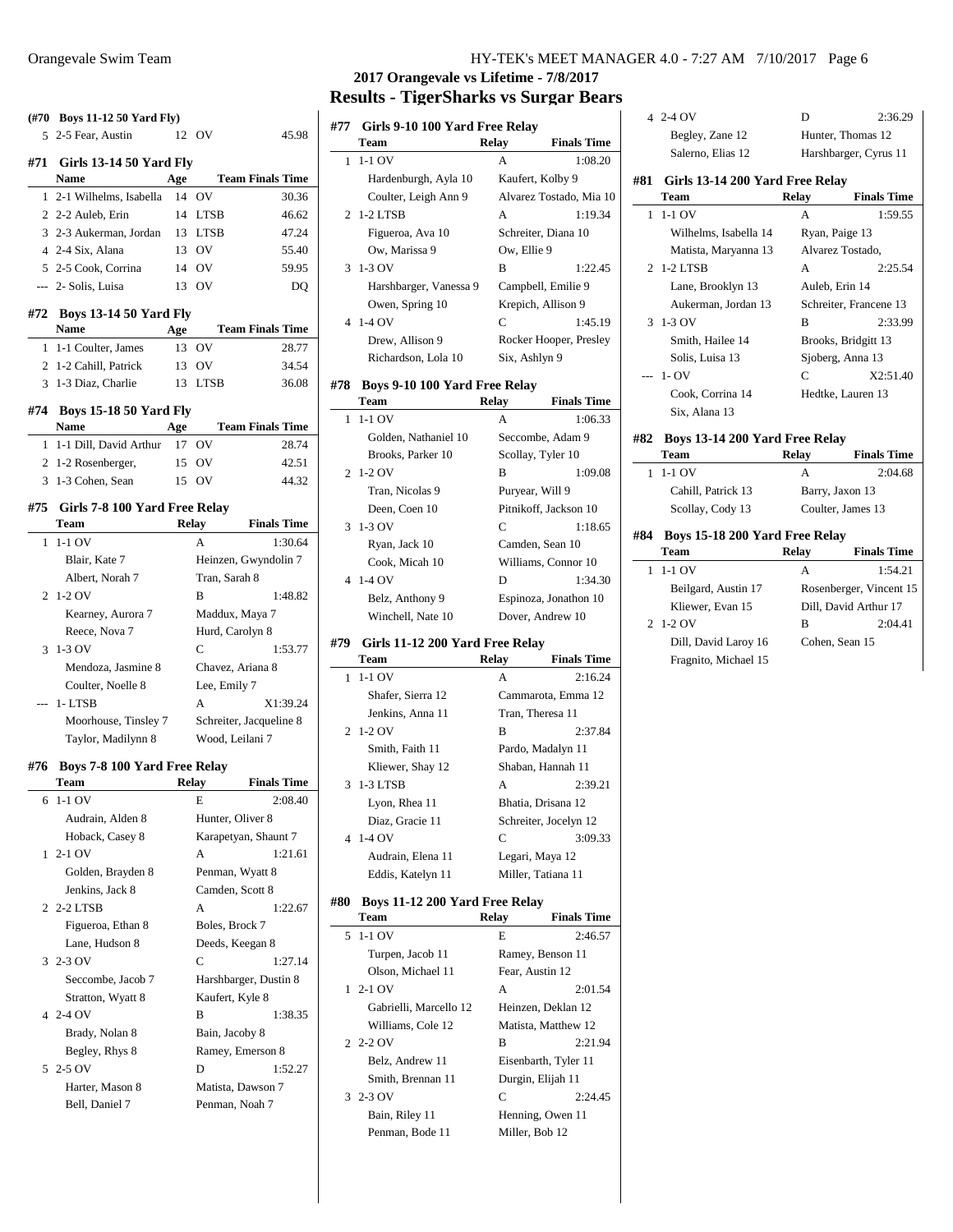## 2017 Orangevale vs Lifetime - 7/8/2017

## Results - TigerSharks vs Surgar Bears

**(#70 Boys 11-12 50 Yard Fly)**

| | | | | |
|---|---|---|---|---|
| 5 | 2-5 Fear, Austin | 12 | OV | 45.98 |

**#71 Girls 13-14 50 Yard Fly**

| | Name | Age | Team | Finals Time |
|---|---|---|---|---|
| 1 | 2-1 Wilhelms, Isabella | 14 | OV | 30.36 |
| 2 | 2-2 Auleb, Erin | 14 | LTSB | 46.62 |
| 3 | 2-3 Aukerman, Jordan | 13 | LTSB | 47.24 |
| 4 | 2-4 Six, Alana | 13 | OV | 55.40 |
| 5 | 2-5 Cook, Corrina | 14 | OV | 59.95 |
| --- | 2- Solis, Luisa | 13 | OV | DQ |

**#72 Boys 13-14 50 Yard Fly**

| | Name | Age | Team | Finals Time |
|---|---|---|---|---|
| 1 | 1-1 Coulter, James | 13 | OV | 28.77 |
| 2 | 1-2 Cahill, Patrick | 13 | OV | 34.54 |
| 3 | 1-3 Diaz, Charlie | 13 | LTSB | 36.08 |

**#74 Boys 15-18 50 Yard Fly**

| | Name | Age | Team | Finals Time |
|---|---|---|---|---|
| 1 | 1-1 Dill, David Arthur | 17 | OV | 28.74 |
| 2 | 1-2 Rosenberger, | 15 | OV | 42.51 |
| 3 | 1-3 Cohen, Sean | 15 | OV | 44.32 |

**#75 Girls 7-8 100 Yard Free Relay**

| | Team | Relay | Finals Time |
|---|---|---|---|
| 1 | 1-1 OV | A | 1:30.64 |
| | Blair, Kate 7 | Heinzen, Gwyndolin 7 | |
| | Albert, Norah 7 | Tran, Sarah 8 | |
| 2 | 1-2 OV | B | 1:48.82 |
| | Kearney, Aurora 7 | Maddux, Maya 7 | |
| | Reece, Nova 7 | Hurd, Carolyn 8 | |
| 3 | 1-3 OV | C | 1:53.77 |
| | Mendoza, Jasmine 8 | Chavez, Ariana 8 | |
| | Coulter, Noelle 8 | Lee, Emily 7 | |
| --- | 1- LTSB | A | X1:39.24 |
| | Moorhouse, Tinsley 7 | Schreiter, Jacqueline 8 | |
| | Taylor, Madilynn 8 | Wood, Leilani 7 | |

**#76 Boys 7-8 100 Yard Free Relay**

| | Team | Relay | Finals Time |
|---|---|---|---|
| 6 | 1-1 OV | E | 2:08.40 |
| | Audrain, Alden 8 | Hunter, Oliver 8 | |
| | Hoback, Casey 8 | Karapetyan, Shaunt 7 | |
| 1 | 2-1 OV | A | 1:21.61 |
| | Golden, Brayden 8 | Penman, Wyatt 8 | |
| | Jenkins, Jack 8 | Camden, Scott 8 | |
| 2 | 2-2 LTSB | A | 1:22.67 |
| | Figueroa, Ethan 8 | Boles, Brock 7 | |
| | Lane, Hudson 8 | Deeds, Keegan 8 | |
| 3 | 2-3 OV | C | 1:27.14 |
| | Seccombe, Jacob 7 | Harshbarger, Dustin 8 | |
| | Stratton, Wyatt 8 | Kaufert, Kyle 8 | |
| 4 | 2-4 OV | B | 1:38.35 |
| | Brady, Nolan 8 | Bain, Jacoby 8 | |
| | Begley, Rhys 8 | Ramey, Emerson 8 | |
| 5 | 2-5 OV | D | 1:52.27 |
| | Harter, Mason 8 | Matista, Dawson 7 | |
| | Bell, Daniel 7 | Penman, Noah 7 | |

**#77 Girls 9-10 100 Yard Free Relay**

| | Team | Relay | Finals Time |
|---|---|---|---|
| 1 | 1-1 OV | A | 1:08.20 |
| | Hardenburgh, Ayla 10 | Kaufert, Kolby 9 | |
| | Coulter, Leigh Ann 9 | Alvarez Tostado, Mia 10 | |
| 2 | 1-2 LTSB | A | 1:19.34 |
| | Figueroa, Ava 10 | Schreiter, Diana 10 | |
| | Ow, Marissa 9 | Ow, Ellie 9 | |
| 3 | 1-3 OV | B | 1:22.45 |
| | Harshbarger, Vanessa 9 | Campbell, Emilie 9 | |
| | Owen, Spring 10 | Krepich, Allison 9 | |
| 4 | 1-4 OV | C | 1:45.19 |
| | Drew, Allison 9 | Rocker Hooper, Presley | |
| | Richardson, Lola 10 | Six, Ashlyn 9 | |

**#78 Boys 9-10 100 Yard Free Relay**

| | Team | Relay | Finals Time |
|---|---|---|---|
| 1 | 1-1 OV | A | 1:06.33 |
| | Golden, Nathaniel 10 | Seccombe, Adam 9 | |
| | Brooks, Parker 10 | Scollay, Tyler 10 | |
| 2 | 1-2 OV | B | 1:09.08 |
| | Tran, Nicolas 9 | Puryear, Will 9 | |
| | Deen, Coen 10 | Pitnikoff, Jackson 10 | |
| 3 | 1-3 OV | C | 1:18.65 |
| | Ryan, Jack 10 | Camden, Sean 10 | |
| | Cook, Micah 10 | Williams, Connor 10 | |
| 4 | 1-4 OV | D | 1:34.30 |
| | Belz, Anthony 9 | Espinoza, Jonathon 10 | |
| | Winchell, Nate 10 | Dover, Andrew 10 | |

**#79 Girls 11-12 200 Yard Free Relay**

| | Team | Relay | Finals Time |
|---|---|---|---|
| 1 | 1-1 OV | A | 2:16.24 |
| | Shafer, Sierra 12 | Cammarota, Emma 12 | |
| | Jenkins, Anna 11 | Tran, Theresa 11 | |
| 2 | 1-2 OV | B | 2:37.84 |
| | Smith, Faith 11 | Pardo, Madalyn 11 | |
| | Kliewer, Shay 12 | Shaban, Hannah 11 | |
| 3 | 1-3 LTSB | A | 2:39.21 |
| | Lyon, Rhea 11 | Bhatia, Drisana 12 | |
| | Diaz, Gracie 11 | Schreiter, Jocelyn 12 | |
| 4 | 1-4 OV | C | 3:09.33 |
| | Audrain, Elena 11 | Legari, Maya 12 | |
| | Eddis, Katelyn 11 | Miller, Tatiana 11 | |

**#80 Boys 11-12 200 Yard Free Relay**

| | Team | Relay | Finals Time |
|---|---|---|---|
| 5 | 1-1 OV | E | 2:46.57 |
| | Turpen, Jacob 11 | Ramey, Benson 11 | |
| | Olson, Michael 11 | Fear, Austin 12 | |
| 1 | 2-1 OV | A | 2:01.54 |
| | Gabrielli, Marcello 12 | Heinzen, Deklan 12 | |
| | Williams, Cole 12 | Matista, Matthew 12 | |
| 2 | 2-2 OV | B | 2:21.94 |
| | Belz, Andrew 11 | Eisenbarth, Tyler 11 | |
| | Smith, Brennan 11 | Durgin, Elijah 11 | |
| 3 | 2-3 OV | C | 2:24.45 |
| | Bain, Riley 11 | Henning, Owen 11 | |
| | Penman, Bode 11 | Miller, Bob 12 | |
| 4 | 2-4 OV | D | 2:36.29 |
| | Begley, Zane 12 | Hunter, Thomas 12 | |
| | Salerno, Elias 12 | Harshbarger, Cyrus 11 | |

**#81 Girls 13-14 200 Yard Free Relay**

| | Team | Relay | Finals Time |
|---|---|---|---|
| 1 | 1-1 OV | A | 1:59.55 |
| | Wilhelms, Isabella 14 | Ryan, Paige 13 | |
| | Matista, Maryanna 13 | Alvarez Tostado, | |
| 2 | 1-2 LTSB | A | 2:25.54 |
| | Lane, Brooklyn 13 | Auleb, Erin 14 | |
| | Aukerman, Jordan 13 | Schreiter, Francene 13 | |
| 3 | 1-3 OV | B | 2:33.99 |
| | Smith, Hailee 14 | Brooks, Bridgitt 13 | |
| | Solis, Luisa 13 | Sjoberg, Anna 13 | |
| --- | 1- OV | C | X2:51.40 |
| | Cook, Corrina 14 | Hedtke, Lauren 13 | |
| | Six, Alana 13 | | |

**#82 Boys 13-14 200 Yard Free Relay**

| | Team | Relay | Finals Time |
|---|---|---|---|
| 1 | 1-1 OV | A | 2:04.68 |
| | Cahill, Patrick 13 | Barry, Jaxon 13 | |
| | Scollay, Cody 13 | Coulter, James 13 | |

**#84 Boys 15-18 200 Yard Free Relay**

| | Team | Relay | Finals Time |
|---|---|---|---|
| 1 | 1-1 OV | A | 1:54.21 |
| | Beilgard, Austin 17 | Rosenberger, Vincent 15 | |
| | Kliewer, Evan 15 | Dill, David Arthur 17 | |
| 2 | 1-2 OV | B | 2:04.41 |
| | Dill, David Laroy 16 | Cohen, Sean 15 | |
| | Fragnito, Michael 15 | | |